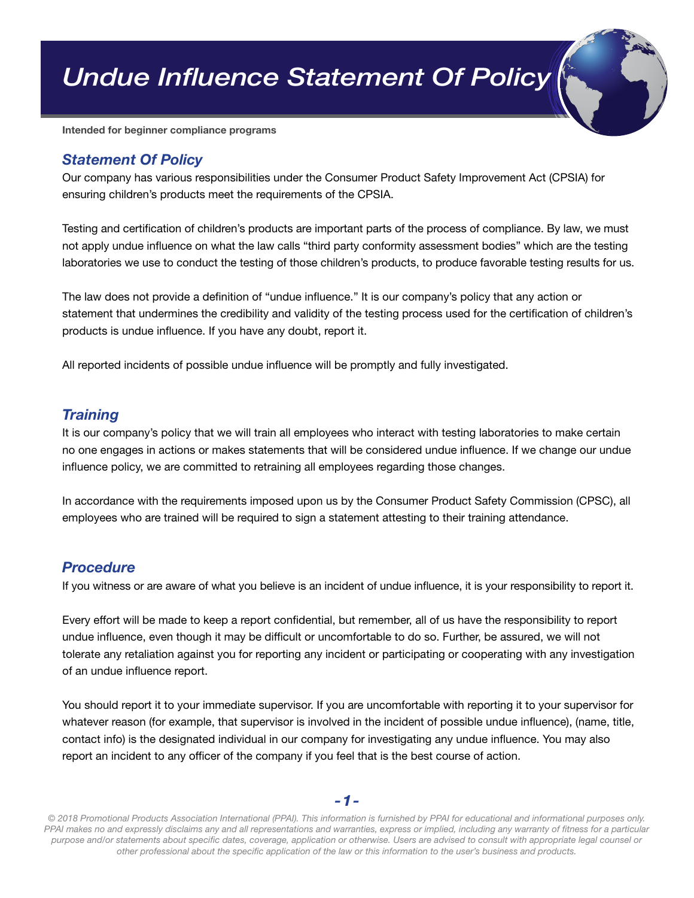# *Undue Influence Statement Of Policy*

**Intended for beginner compliance programs**

## *Statement Of Policy*

Our company has various responsibilities under the Consumer Product Safety Improvement Act (CPSIA) for ensuring children's products meet the requirements of the CPSIA.

Testing and certification of children's products are important parts of the process of compliance. By law, we must not apply undue influence on what the law calls "third party conformity assessment bodies" which are the testing laboratories we use to conduct the testing of those children's products, to produce favorable testing results for us.

The law does not provide a definition of "undue influence." It is our company's policy that any action or statement that undermines the credibility and validity of the testing process used for the certification of children's products is undue influence. If you have any doubt, report it.

All reported incidents of possible undue influence will be promptly and fully investigated.

## *Training*

It is our company's policy that we will train all employees who interact with testing laboratories to make certain no one engages in actions or makes statements that will be considered undue influence. If we change our undue influence policy, we are committed to retraining all employees regarding those changes.

In accordance with the requirements imposed upon us by the Consumer Product Safety Commission (CPSC), all employees who are trained will be required to sign a statement attesting to their training attendance.

## *Procedure*

If you witness or are aware of what you believe is an incident of undue influence, it is your responsibility to report it.

Every effort will be made to keep a report confidential, but remember, all of us have the responsibility to report undue influence, even though it may be difficult or uncomfortable to do so. Further, be assured, we will not tolerate any retaliation against you for reporting any incident or participating or cooperating with any investigation of an undue influence report.

You should report it to your immediate supervisor. If you are uncomfortable with reporting it to your supervisor for whatever reason (for example, that supervisor is involved in the incident of possible undue influence), (name, title, contact info) is the designated individual in our company for investigating any undue influence. You may also report an incident to any officer of the company if you feel that is the best course of action.

*© 2018 Promotional Products Association International (PPAI). This information is furnished by PPAI for educational and informational purposes only. PPAI makes no and expressly disclaims any and all representations and warranties, express or implied, including any warranty of fitness for a particular purpose and/or statements about specific dates, coverage, application or otherwise. Users are advised to consult with appropriate legal counsel or other professional about the specific application of the law or this information to the user's business and products.*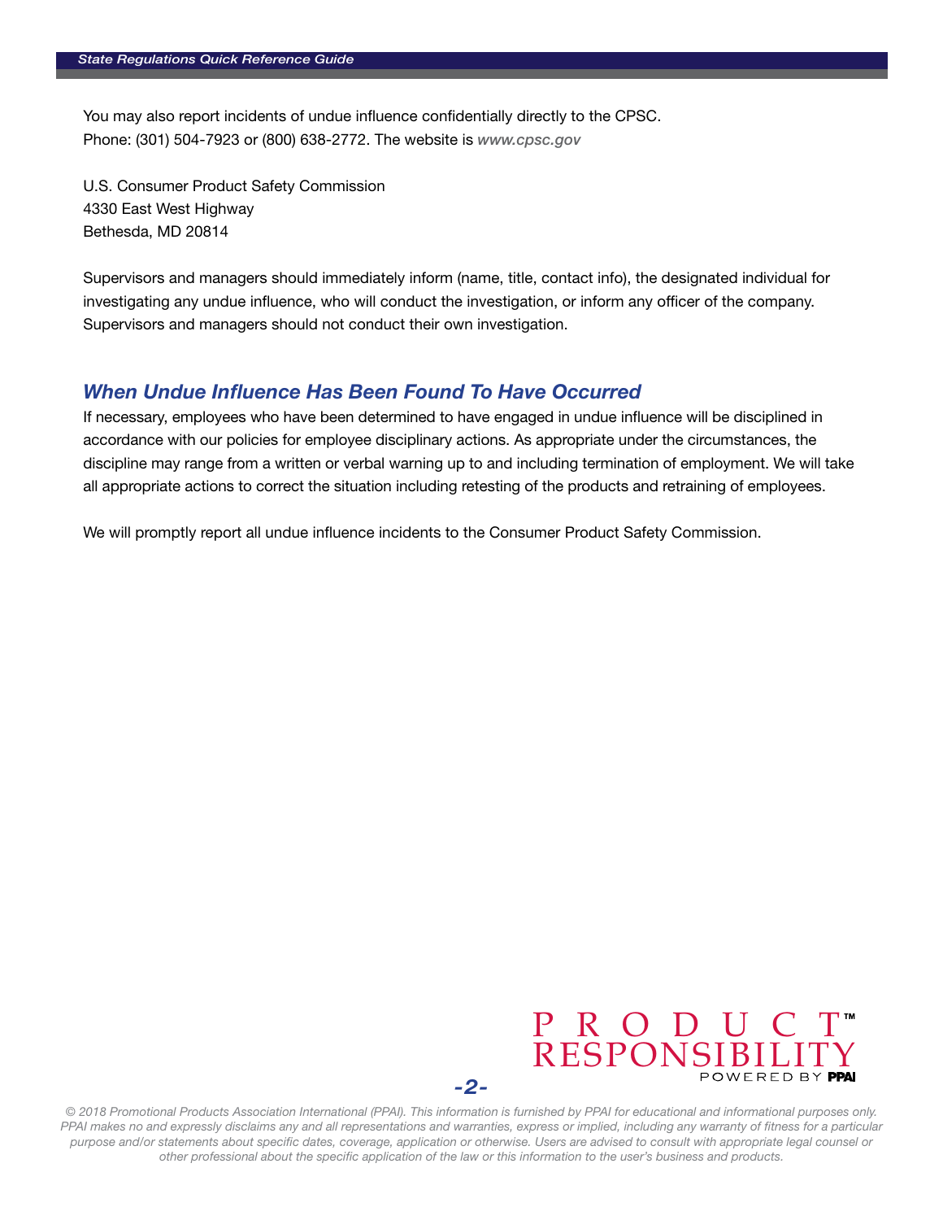You may also report incidents of undue influence confidentially directly to the CPSC.
Phone: (301) 504-7923 or (800) 638-2772. The website is *www.cpsc.gov*

U.S. Consumer Product Safety Commission
4330 East West Highway
Bethesda, MD 20814

Supervisors and managers should immediately inform (name, title, contact info), the designated individual for investigating any undue influence, who will conduct the investigation, or inform any officer of the company. Supervisors and managers should not conduct their own investigation.

## *When Undue Influence Has Been Found To Have Occurred*

If necessary, employees who have been determined to have engaged in undue influence will be disciplined in accordance with our policies for employee disciplinary actions. As appropriate under the circumstances, the discipline may range from a written or verbal warning up to and including termination of employment. We will take all appropriate actions to correct the situation including retesting of the products and retraining of employees.

We will promptly report all undue influence incidents to the Consumer Product Safety Commission.

PRODUCT™ RESPONSIBILITY POWERED BY PPAI

*© 2018 Promotional Products Association International (PPAI). This information is furnished by PPAI for educational and informational purposes only. PPAI makes no and expressly disclaims any and all representations and warranties, express or implied, including any warranty of fitness for a particular purpose and/or statements about specific dates, coverage, application or otherwise. Users are advised to consult with appropriate legal counsel or other professional about the specific application of the law or this information to the user's business and products.*